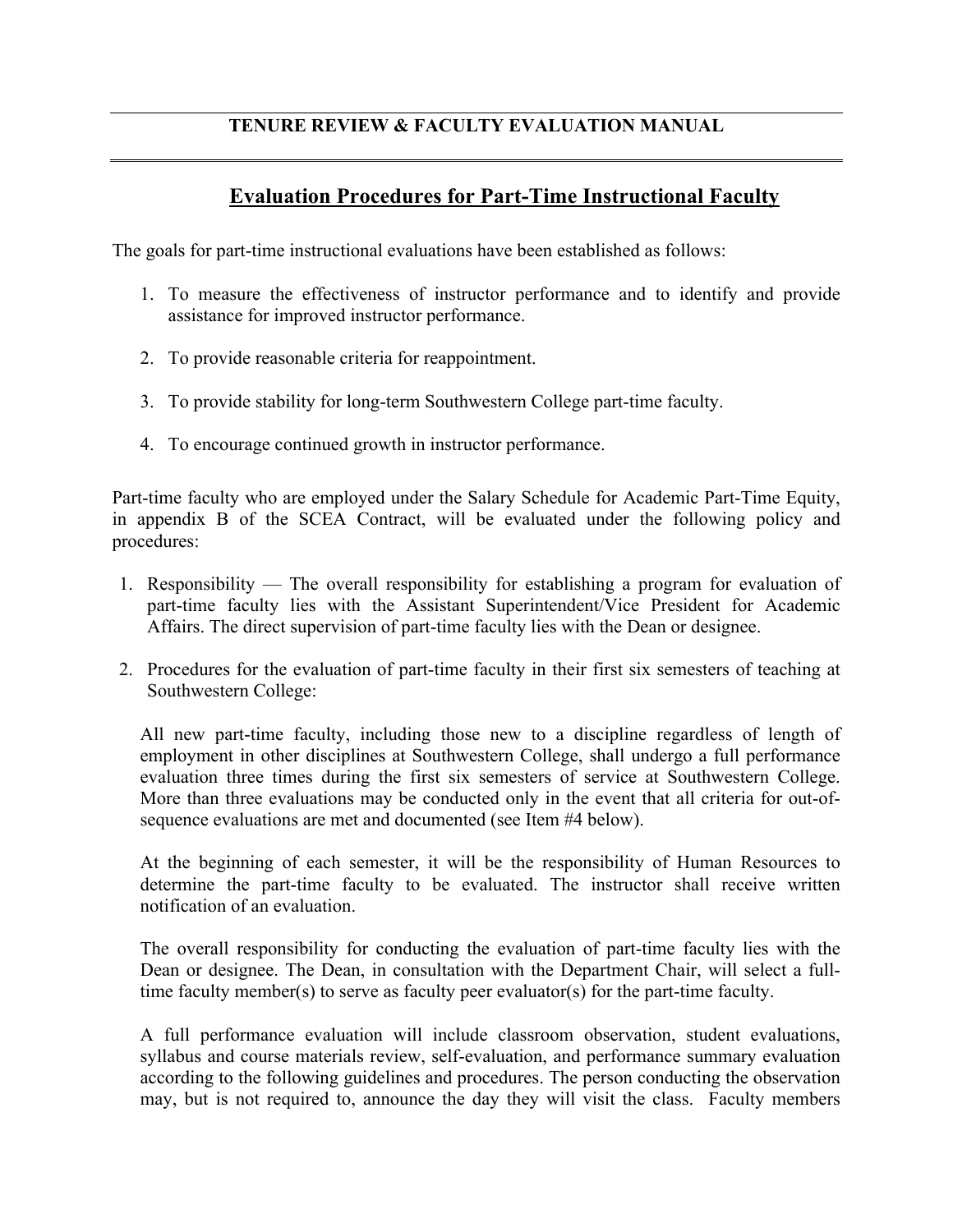**TENURE REVIEW & FACULTY EVALUATION MANUAL**

## Evaluation Procedures for Part-Time Instructional Faculty

The goals for part-time instructional evaluations have been established as follows:

1. To measure the effectiveness of instructor performance and to identify and provide assistance for improved instructor performance.

2. To provide reasonable criteria for reappointment.

3. To provide stability for long-term Southwestern College part-time faculty.

4. To encourage continued growth in instructor performance.

Part-time faculty who are employed under the Salary Schedule for Academic Part-Time Equity, in appendix B of the SCEA Contract, will be evaluated under the following policy and procedures:

1. Responsibility — The overall responsibility for establishing a program for evaluation of part-time faculty lies with the Assistant Superintendent/Vice President for Academic Affairs. The direct supervision of part-time faculty lies with the Dean or designee.

2. Procedures for the evaluation of part-time faculty in their first six semesters of teaching at Southwestern College:

   All new part-time faculty, including those new to a discipline regardless of length of employment in other disciplines at Southwestern College, shall undergo a full performance evaluation three times during the first six semesters of service at Southwestern College. More than three evaluations may be conducted only in the event that all criteria for out-of-sequence evaluations are met and documented (see Item #4 below).

   At the beginning of each semester, it will be the responsibility of Human Resources to determine the part-time faculty to be evaluated. The instructor shall receive written notification of an evaluation.

   The overall responsibility for conducting the evaluation of part-time faculty lies with the Dean or designee. The Dean, in consultation with the Department Chair, will select a full-time faculty member(s) to serve as faculty peer evaluator(s) for the part-time faculty.

   A full performance evaluation will include classroom observation, student evaluations, syllabus and course materials review, self-evaluation, and performance summary evaluation according to the following guidelines and procedures. The person conducting the observation may, but is not required to, announce the day they will visit the class. Faculty members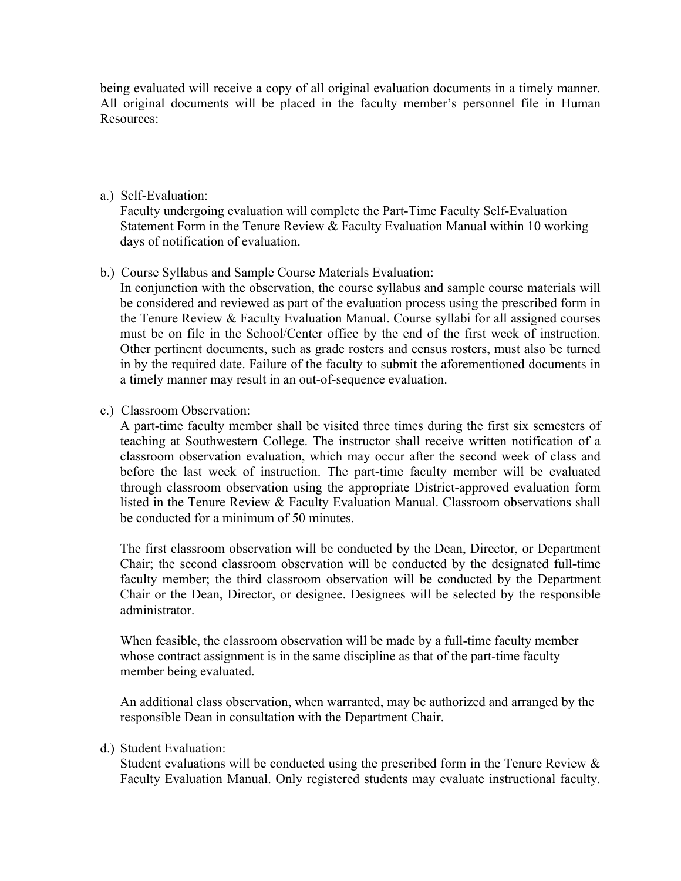being evaluated will receive a copy of all original evaluation documents in a timely manner. All original documents will be placed in the faculty member's personnel file in Human Resources:

a.) Self-Evaluation:
   Faculty undergoing evaluation will complete the Part-Time Faculty Self-Evaluation Statement Form in the Tenure Review & Faculty Evaluation Manual within 10 working days of notification of evaluation.

b.) Course Syllabus and Sample Course Materials Evaluation:
   In conjunction with the observation, the course syllabus and sample course materials will be considered and reviewed as part of the evaluation process using the prescribed form in the Tenure Review & Faculty Evaluation Manual. Course syllabi for all assigned courses must be on file in the School/Center office by the end of the first week of instruction. Other pertinent documents, such as grade rosters and census rosters, must also be turned in by the required date. Failure of the faculty to submit the aforementioned documents in a timely manner may result in an out-of-sequence evaluation.

c.) Classroom Observation:
   A part-time faculty member shall be visited three times during the first six semesters of teaching at Southwestern College. The instructor shall receive written notification of a classroom observation evaluation, which may occur after the second week of class and before the last week of instruction. The part-time faculty member will be evaluated through classroom observation using the appropriate District-approved evaluation form listed in the Tenure Review & Faculty Evaluation Manual. Classroom observations shall be conducted for a minimum of 50 minutes.

   The first classroom observation will be conducted by the Dean, Director, or Department Chair; the second classroom observation will be conducted by the designated full-time faculty member; the third classroom observation will be conducted by the Department Chair or the Dean, Director, or designee. Designees will be selected by the responsible administrator.

   When feasible, the classroom observation will be made by a full-time faculty member whose contract assignment is in the same discipline as that of the part-time faculty member being evaluated.

   An additional class observation, when warranted, may be authorized and arranged by the responsible Dean in consultation with the Department Chair.

d.) Student Evaluation:
   Student evaluations will be conducted using the prescribed form in the Tenure Review & Faculty Evaluation Manual. Only registered students may evaluate instructional faculty.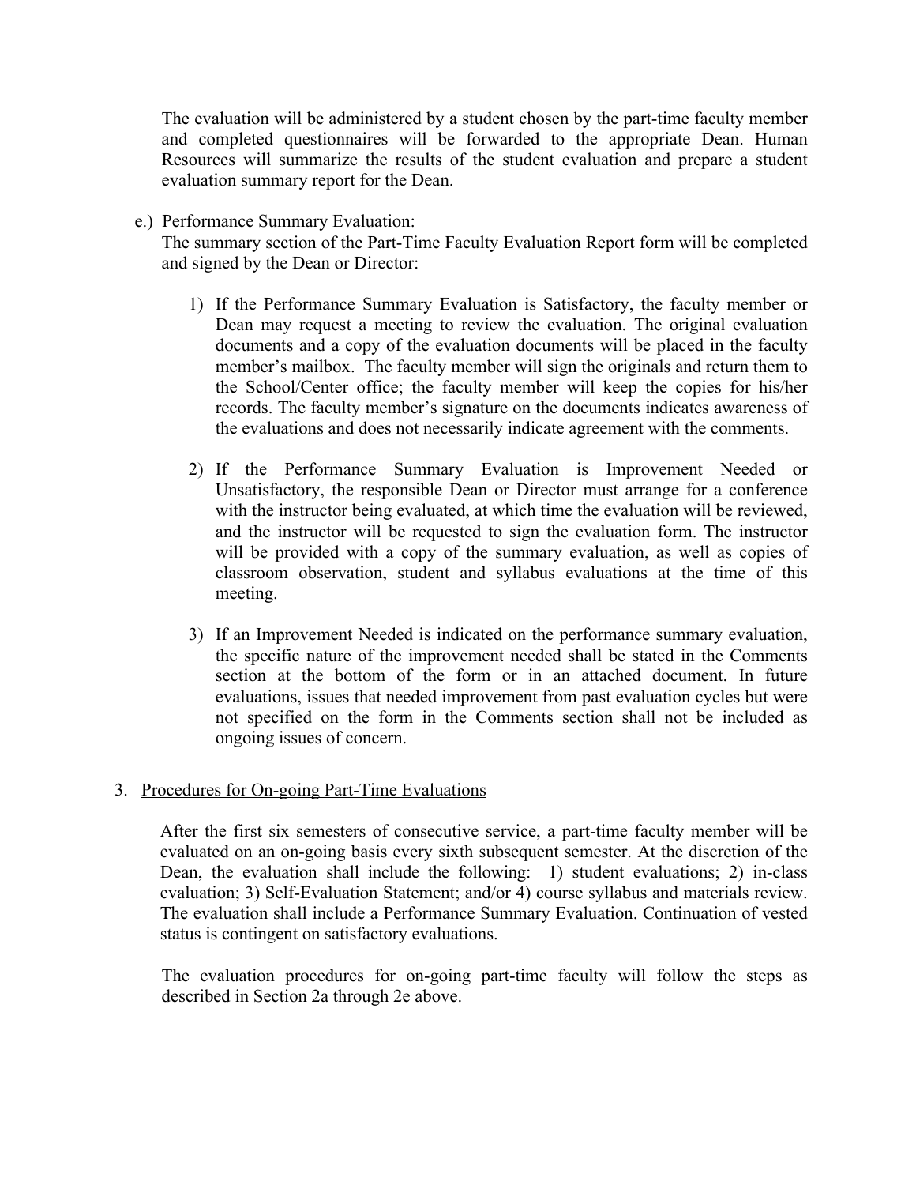The evaluation will be administered by a student chosen by the part-time faculty member and completed questionnaires will be forwarded to the appropriate Dean. Human Resources will summarize the results of the student evaluation and prepare a student evaluation summary report for the Dean.

e.) Performance Summary Evaluation:
The summary section of the Part-Time Faculty Evaluation Report form will be completed and signed by the Dean or Director:

1) If the Performance Summary Evaluation is Satisfactory, the faculty member or Dean may request a meeting to review the evaluation. The original evaluation documents and a copy of the evaluation documents will be placed in the faculty member's mailbox. The faculty member will sign the originals and return them to the School/Center office; the faculty member will keep the copies for his/her records. The faculty member's signature on the documents indicates awareness of the evaluations and does not necessarily indicate agreement with the comments.

2) If the Performance Summary Evaluation is Improvement Needed or Unsatisfactory, the responsible Dean or Director must arrange for a conference with the instructor being evaluated, at which time the evaluation will be reviewed, and the instructor will be requested to sign the evaluation form. The instructor will be provided with a copy of the summary evaluation, as well as copies of classroom observation, student and syllabus evaluations at the time of this meeting.

3) If an Improvement Needed is indicated on the performance summary evaluation, the specific nature of the improvement needed shall be stated in the Comments section at the bottom of the form or in an attached document. In future evaluations, issues that needed improvement from past evaluation cycles but were not specified on the form in the Comments section shall not be included as ongoing issues of concern.

3. <u>Procedures for On-going Part-Time Evaluations</u>

After the first six semesters of consecutive service, a part-time faculty member will be evaluated on an on-going basis every sixth subsequent semester. At the discretion of the Dean, the evaluation shall include the following: 1) student evaluations; 2) in-class evaluation; 3) Self-Evaluation Statement; and/or 4) course syllabus and materials review. The evaluation shall include a Performance Summary Evaluation. Continuation of vested status is contingent on satisfactory evaluations.

The evaluation procedures for on-going part-time faculty will follow the steps as described in Section 2a through 2e above.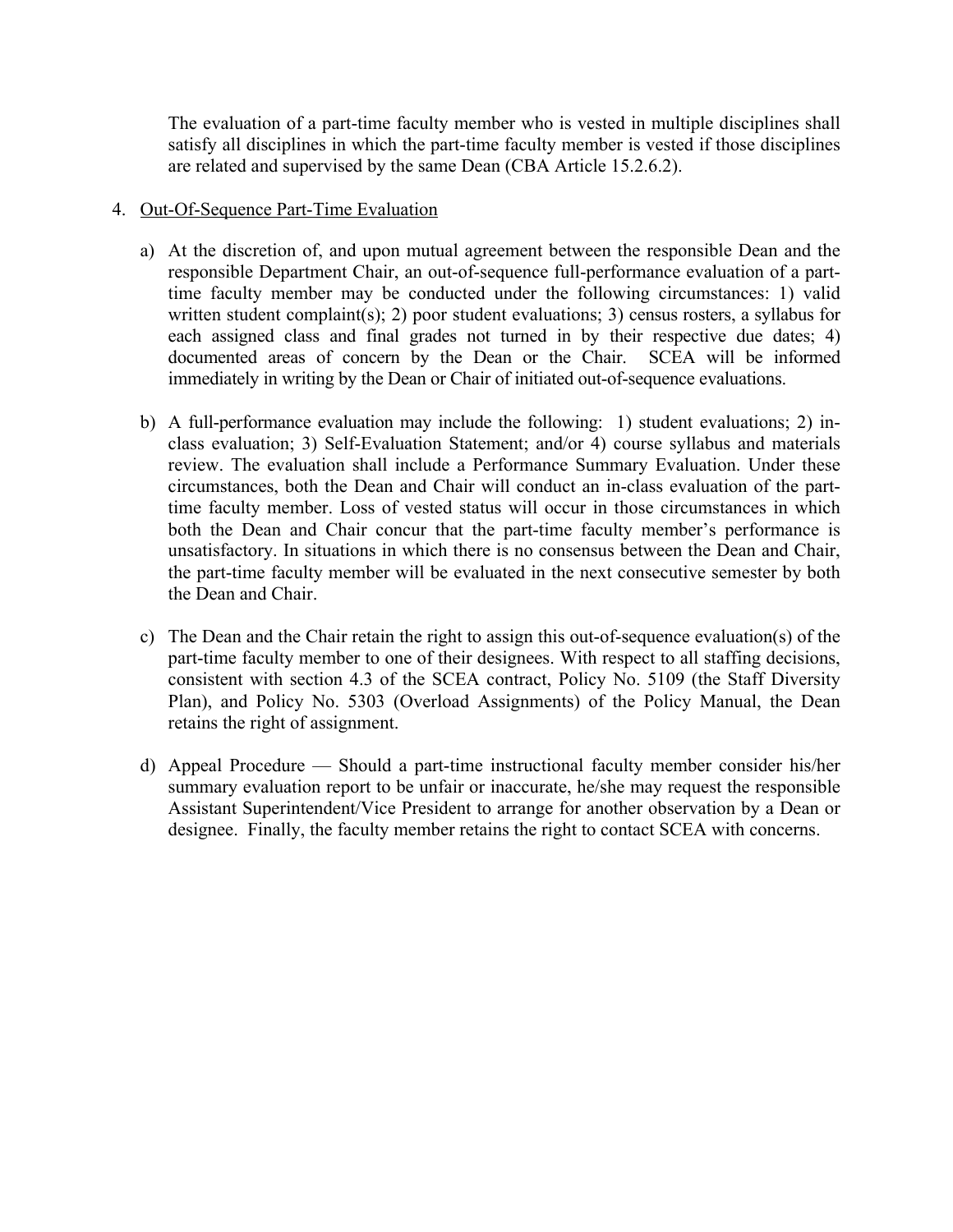The evaluation of a part-time faculty member who is vested in multiple disciplines shall satisfy all disciplines in which the part-time faculty member is vested if those disciplines are related and supervised by the same Dean (CBA Article 15.2.6.2).

4. Out-Of-Sequence Part-Time Evaluation

   a) At the discretion of, and upon mutual agreement between the responsible Dean and the responsible Department Chair, an out-of-sequence full-performance evaluation of a part-time faculty member may be conducted under the following circumstances: 1) valid written student complaint(s); 2) poor student evaluations; 3) census rosters, a syllabus for each assigned class and final grades not turned in by their respective due dates; 4) documented areas of concern by the Dean or the Chair. SCEA will be informed immediately in writing by the Dean or Chair of initiated out-of-sequence evaluations.

   b) A full-performance evaluation may include the following: 1) student evaluations; 2) in-class evaluation; 3) Self-Evaluation Statement; and/or 4) course syllabus and materials review. The evaluation shall include a Performance Summary Evaluation. Under these circumstances, both the Dean and Chair will conduct an in-class evaluation of the part-time faculty member. Loss of vested status will occur in those circumstances in which both the Dean and Chair concur that the part-time faculty member's performance is unsatisfactory. In situations in which there is no consensus between the Dean and Chair, the part-time faculty member will be evaluated in the next consecutive semester by both the Dean and Chair.

   c) The Dean and the Chair retain the right to assign this out-of-sequence evaluation(s) of the part-time faculty member to one of their designees. With respect to all staffing decisions, consistent with section 4.3 of the SCEA contract, Policy No. 5109 (the Staff Diversity Plan), and Policy No. 5303 (Overload Assignments) of the Policy Manual, the Dean retains the right of assignment.

   d) Appeal Procedure — Should a part-time instructional faculty member consider his/her summary evaluation report to be unfair or inaccurate, he/she may request the responsible Assistant Superintendent/Vice President to arrange for another observation by a Dean or designee. Finally, the faculty member retains the right to contact SCEA with concerns.